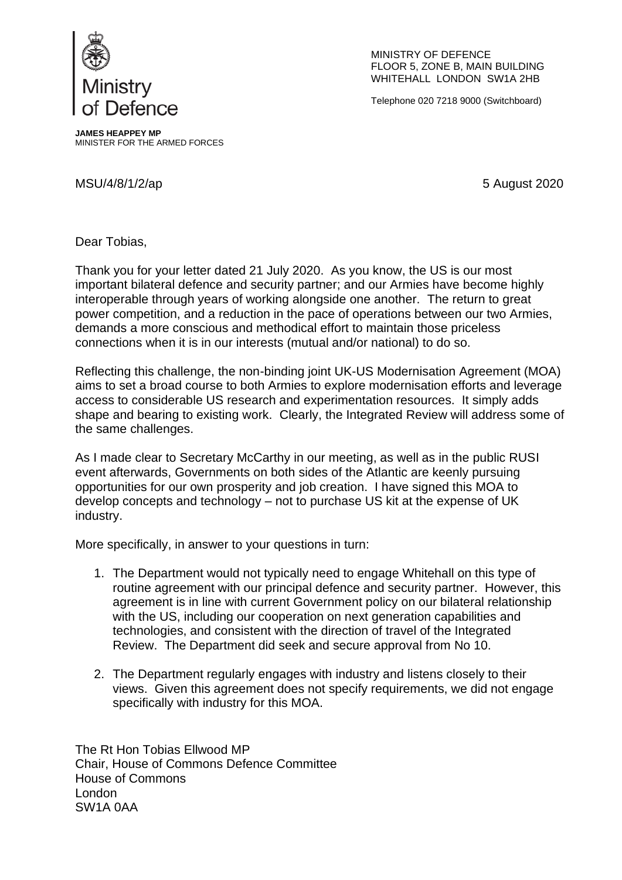**Ministry of Defence**

MINISTRY OF DEFENCE
FLOOR 5, ZONE B, MAIN BUILDING
WHITEHALL LONDON SW1A 2HB

Telephone 020 7218 9000 (Switchboard)

**JAMES HEAPPEY MP**
MINISTER FOR THE ARMED FORCES

MSU/4/8/1/2/ap

5 August 2020

Dear Tobias,

Thank you for your letter dated 21 July 2020. As you know, the US is our most important bilateral defence and security partner; and our Armies have become highly interoperable through years of working alongside one another. The return to great power competition, and a reduction in the pace of operations between our two Armies, demands a more conscious and methodical effort to maintain those priceless connections when it is in our interests (mutual and/or national) to do so.

Reflecting this challenge, the non-binding joint UK-US Modernisation Agreement (MOA) aims to set a broad course to both Armies to explore modernisation efforts and leverage access to considerable US research and experimentation resources. It simply adds shape and bearing to existing work. Clearly, the Integrated Review will address some of the same challenges.

As I made clear to Secretary McCarthy in our meeting, as well as in the public RUSI event afterwards, Governments on both sides of the Atlantic are keenly pursuing opportunities for our own prosperity and job creation. I have signed this MOA to develop concepts and technology – not to purchase US kit at the expense of UK industry.

More specifically, in answer to your questions in turn:

1. The Department would not typically need to engage Whitehall on this type of routine agreement with our principal defence and security partner. However, this agreement is in line with current Government policy on our bilateral relationship with the US, including our cooperation on next generation capabilities and technologies, and consistent with the direction of travel of the Integrated Review. The Department did seek and secure approval from No 10.

2. The Department regularly engages with industry and listens closely to their views. Given this agreement does not specify requirements, we did not engage specifically with industry for this MOA.

The Rt Hon Tobias Ellwood MP
Chair, House of Commons Defence Committee
House of Commons
London
SW1A 0AA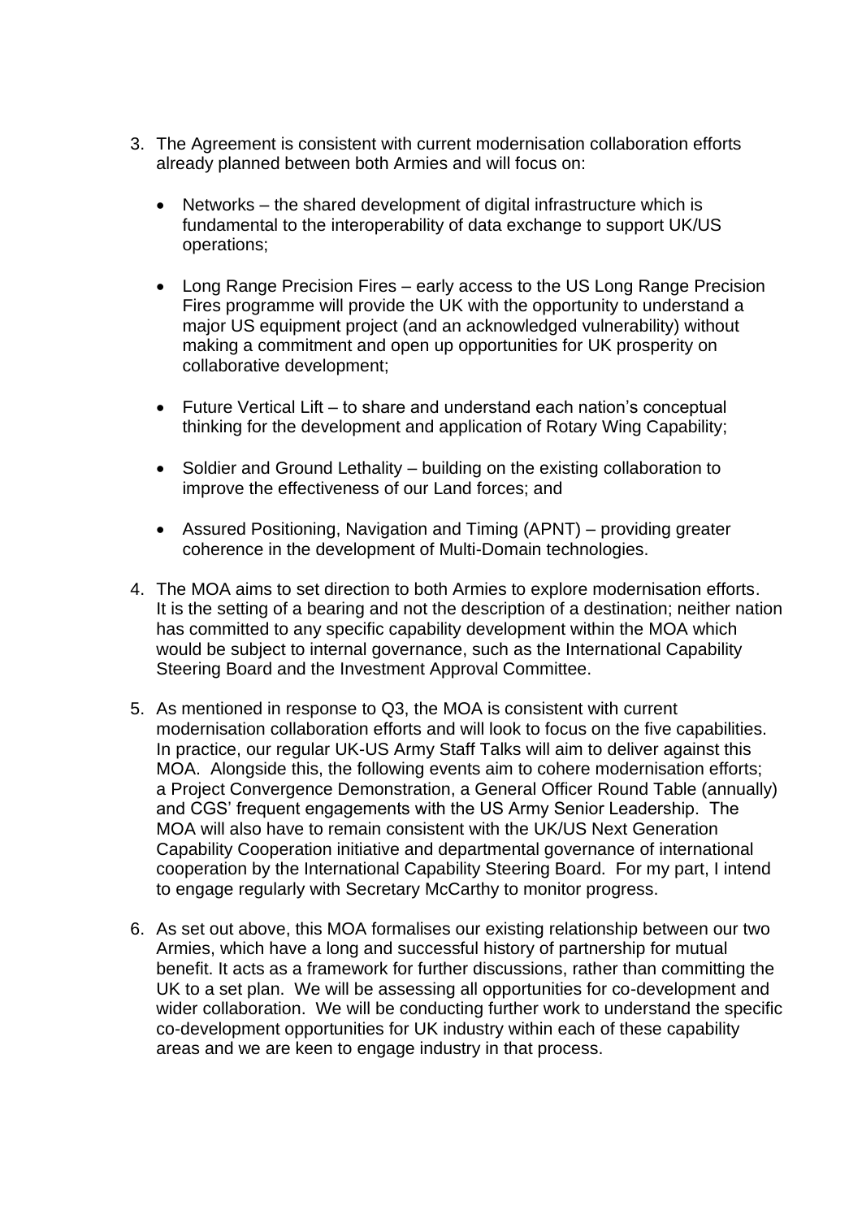3. The Agreement is consistent with current modernisation collaboration efforts already planned between both Armies and will focus on:

    - Networks – the shared development of digital infrastructure which is fundamental to the interoperability of data exchange to support UK/US operations;

    - Long Range Precision Fires – early access to the US Long Range Precision Fires programme will provide the UK with the opportunity to understand a major US equipment project (and an acknowledged vulnerability) without making a commitment and open up opportunities for UK prosperity on collaborative development;

    - Future Vertical Lift – to share and understand each nation's conceptual thinking for the development and application of Rotary Wing Capability;

    - Soldier and Ground Lethality – building on the existing collaboration to improve the effectiveness of our Land forces; and

    - Assured Positioning, Navigation and Timing (APNT) – providing greater coherence in the development of Multi-Domain technologies.

4. The MOA aims to set direction to both Armies to explore modernisation efforts. It is the setting of a bearing and not the description of a destination; neither nation has committed to any specific capability development within the MOA which would be subject to internal governance, such as the International Capability Steering Board and the Investment Approval Committee.

5. As mentioned in response to Q3, the MOA is consistent with current modernisation collaboration efforts and will look to focus on the five capabilities. In practice, our regular UK-US Army Staff Talks will aim to deliver against this MOA. Alongside this, the following events aim to cohere modernisation efforts; a Project Convergence Demonstration, a General Officer Round Table (annually) and CGS' frequent engagements with the US Army Senior Leadership. The MOA will also have to remain consistent with the UK/US Next Generation Capability Cooperation initiative and departmental governance of international cooperation by the International Capability Steering Board. For my part, I intend to engage regularly with Secretary McCarthy to monitor progress.

6. As set out above, this MOA formalises our existing relationship between our two Armies, which have a long and successful history of partnership for mutual benefit. It acts as a framework for further discussions, rather than committing the UK to a set plan. We will be assessing all opportunities for co-development and wider collaboration. We will be conducting further work to understand the specific co-development opportunities for UK industry within each of these capability areas and we are keen to engage industry in that process.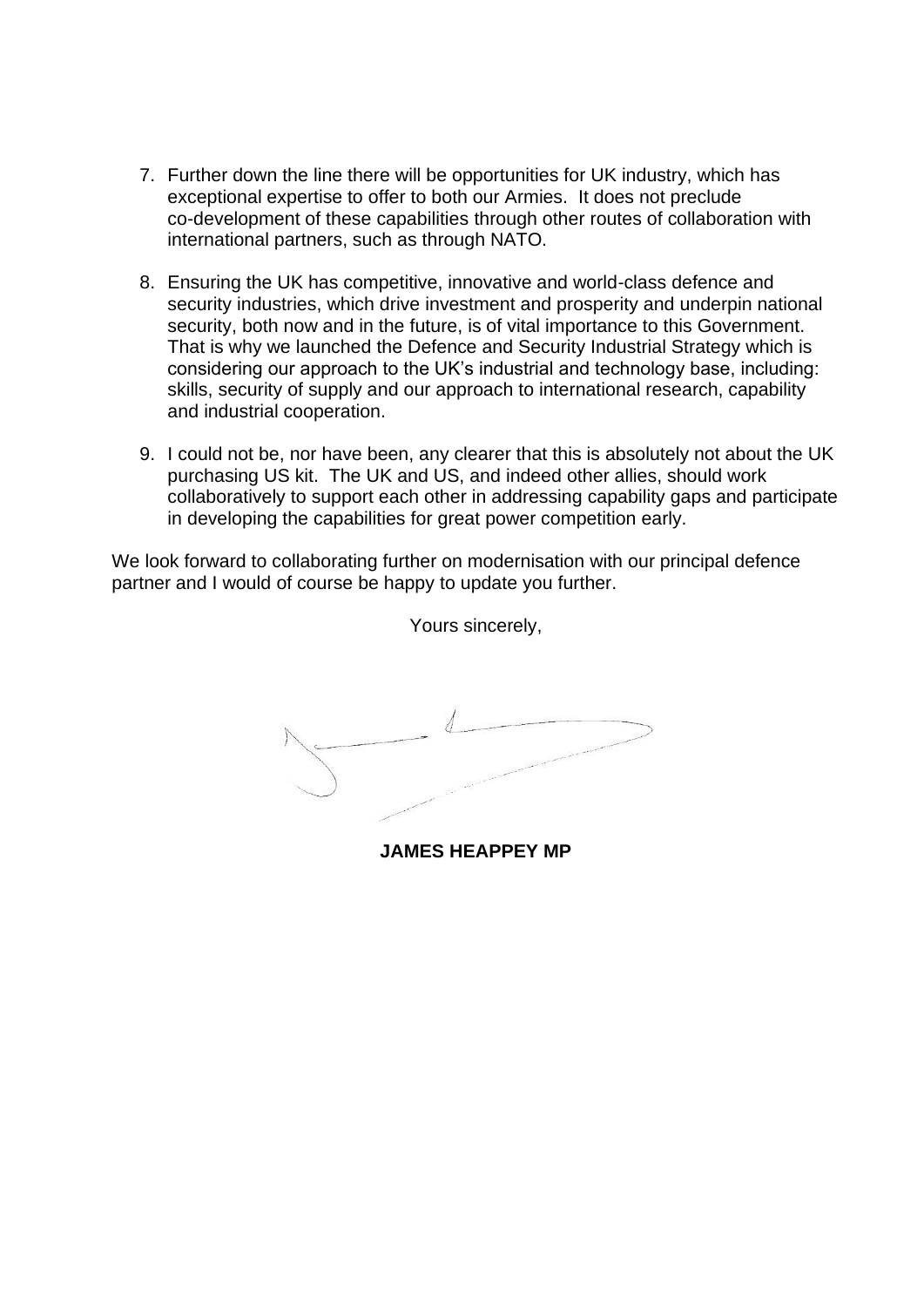7. Further down the line there will be opportunities for UK industry, which has exceptional expertise to offer to both our Armies. It does not preclude co-development of these capabilities through other routes of collaboration with international partners, such as through NATO.

8. Ensuring the UK has competitive, innovative and world-class defence and security industries, which drive investment and prosperity and underpin national security, both now and in the future, is of vital importance to this Government. That is why we launched the Defence and Security Industrial Strategy which is considering our approach to the UK's industrial and technology base, including: skills, security of supply and our approach to international research, capability and industrial cooperation.

9. I could not be, nor have been, any clearer that this is absolutely not about the UK purchasing US kit. The UK and US, and indeed other allies, should work collaboratively to support each other in addressing capability gaps and participate in developing the capabilities for great power competition early.

We look forward to collaborating further on modernisation with our principal defence partner and I would of course be happy to update you further.

Yours sincerely,

**JAMES HEAPPEY MP**